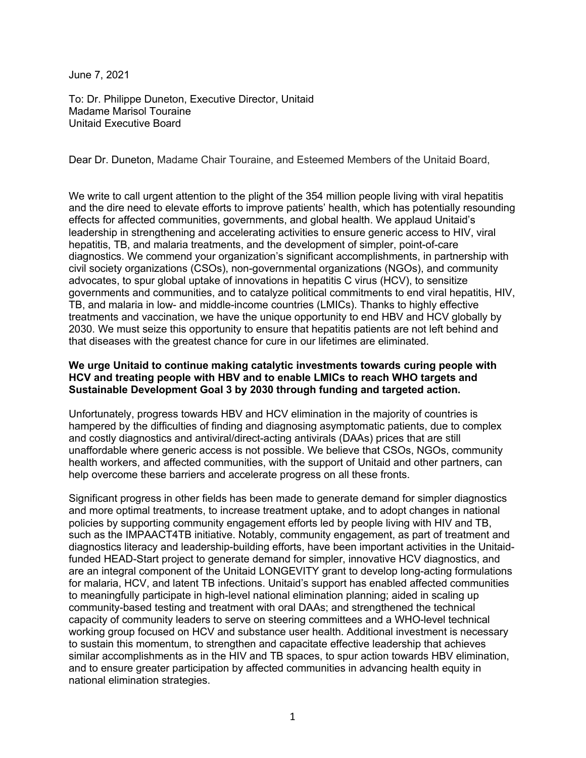June 7, 2021

To: Dr. Philippe Duneton, Executive Director, Unitaid
Madame Marisol Touraine
Unitaid Executive Board

Dear Dr. Duneton, Madame Chair Touraine, and Esteemed Members of the Unitaid Board,

We write to call urgent attention to the plight of the 354 million people living with viral hepatitis and the dire need to elevate efforts to improve patients' health, which has potentially resounding effects for affected communities, governments, and global health. We applaud Unitaid's leadership in strengthening and accelerating activities to ensure generic access to HIV, viral hepatitis, TB, and malaria treatments, and the development of simpler, point-of-care diagnostics. We commend your organization's significant accomplishments, in partnership with civil society organizations (CSOs), non-governmental organizations (NGOs), and community advocates, to spur global uptake of innovations in hepatitis C virus (HCV), to sensitize governments and communities, and to catalyze political commitments to end viral hepatitis, HIV, TB, and malaria in low- and middle-income countries (LMICs). Thanks to highly effective treatments and vaccination, we have the unique opportunity to end HBV and HCV globally by 2030. We must seize this opportunity to ensure that hepatitis patients are not left behind and that diseases with the greatest chance for cure in our lifetimes are eliminated.

**We urge Unitaid to continue making catalytic investments towards curing people with HCV and treating people with HBV and to enable LMICs to reach WHO targets and Sustainable Development Goal 3 by 2030 through funding and targeted action.**

Unfortunately, progress towards HBV and HCV elimination in the majority of countries is hampered by the difficulties of finding and diagnosing asymptomatic patients, due to complex and costly diagnostics and antiviral/direct-acting antivirals (DAAs) prices that are still unaffordable where generic access is not possible. We believe that CSOs, NGOs, community health workers, and affected communities, with the support of Unitaid and other partners, can help overcome these barriers and accelerate progress on all these fronts.

Significant progress in other fields has been made to generate demand for simpler diagnostics and more optimal treatments, to increase treatment uptake, and to adopt changes in national policies by supporting community engagement efforts led by people living with HIV and TB, such as the IMPAACT4TB initiative. Notably, community engagement, as part of treatment and diagnostics literacy and leadership-building efforts, have been important activities in the Unitaid-funded HEAD-Start project to generate demand for simpler, innovative HCV diagnostics, and are an integral component of the Unitaid LONGEVITY grant to develop long-acting formulations for malaria, HCV, and latent TB infections. Unitaid's support has enabled affected communities to meaningfully participate in high-level national elimination planning; aided in scaling up community-based testing and treatment with oral DAAs; and strengthened the technical capacity of community leaders to serve on steering committees and a WHO-level technical working group focused on HCV and substance user health. Additional investment is necessary to sustain this momentum, to strengthen and capacitate effective leadership that achieves similar accomplishments as in the HIV and TB spaces, to spur action towards HBV elimination, and to ensure greater participation by affected communities in advancing health equity in national elimination strategies.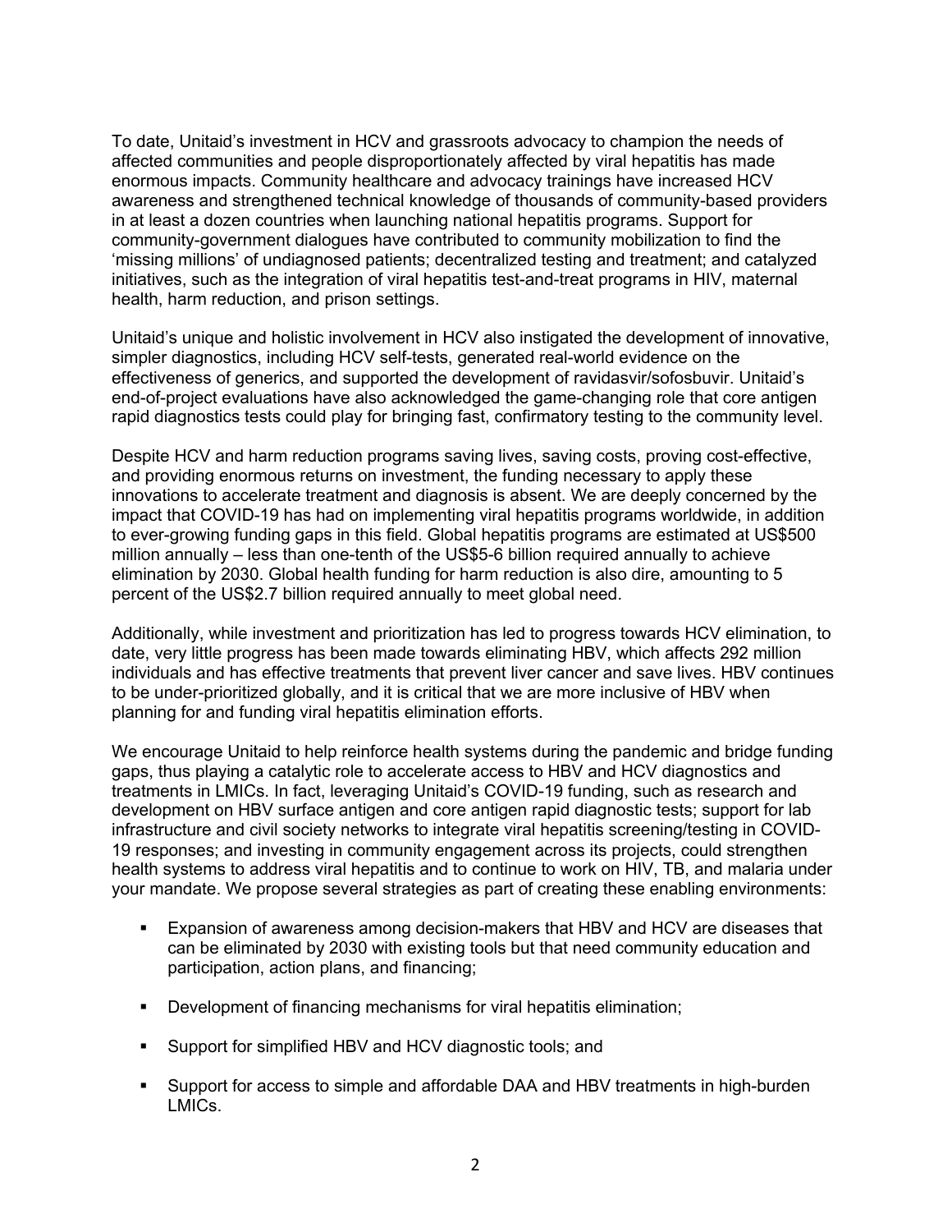To date, Unitaid's investment in HCV and grassroots advocacy to champion the needs of affected communities and people disproportionately affected by viral hepatitis has made enormous impacts. Community healthcare and advocacy trainings have increased HCV awareness and strengthened technical knowledge of thousands of community-based providers in at least a dozen countries when launching national hepatitis programs. Support for community-government dialogues have contributed to community mobilization to find the 'missing millions' of undiagnosed patients; decentralized testing and treatment; and catalyzed initiatives, such as the integration of viral hepatitis test-and-treat programs in HIV, maternal health, harm reduction, and prison settings.

Unitaid's unique and holistic involvement in HCV also instigated the development of innovative, simpler diagnostics, including HCV self-tests, generated real-world evidence on the effectiveness of generics, and supported the development of ravidasvir/sofosbuvir. Unitaid's end-of-project evaluations have also acknowledged the game-changing role that core antigen rapid diagnostics tests could play for bringing fast, confirmatory testing to the community level.

Despite HCV and harm reduction programs saving lives, saving costs, proving cost-effective, and providing enormous returns on investment, the funding necessary to apply these innovations to accelerate treatment and diagnosis is absent. We are deeply concerned by the impact that COVID-19 has had on implementing viral hepatitis programs worldwide, in addition to ever-growing funding gaps in this field. Global hepatitis programs are estimated at US$500 million annually – less than one-tenth of the US$5-6 billion required annually to achieve elimination by 2030. Global health funding for harm reduction is also dire, amounting to 5 percent of the US$2.7 billion required annually to meet global need.

Additionally, while investment and prioritization has led to progress towards HCV elimination, to date, very little progress has been made towards eliminating HBV, which affects 292 million individuals and has effective treatments that prevent liver cancer and save lives. HBV continues to be under-prioritized globally, and it is critical that we are more inclusive of HBV when planning for and funding viral hepatitis elimination efforts.

We encourage Unitaid to help reinforce health systems during the pandemic and bridge funding gaps, thus playing a catalytic role to accelerate access to HBV and HCV diagnostics and treatments in LMICs. In fact, leveraging Unitaid's COVID-19 funding, such as research and development on HBV surface antigen and core antigen rapid diagnostic tests; support for lab infrastructure and civil society networks to integrate viral hepatitis screening/testing in COVID-19 responses; and investing in community engagement across its projects, could strengthen health systems to address viral hepatitis and to continue to work on HIV, TB, and malaria under your mandate. We propose several strategies as part of creating these enabling environments:

- Expansion of awareness among decision-makers that HBV and HCV are diseases that can be eliminated by 2030 with existing tools but that need community education and participation, action plans, and financing;
- Development of financing mechanisms for viral hepatitis elimination;
- Support for simplified HBV and HCV diagnostic tools; and
- Support for access to simple and affordable DAA and HBV treatments in high-burden LMICs.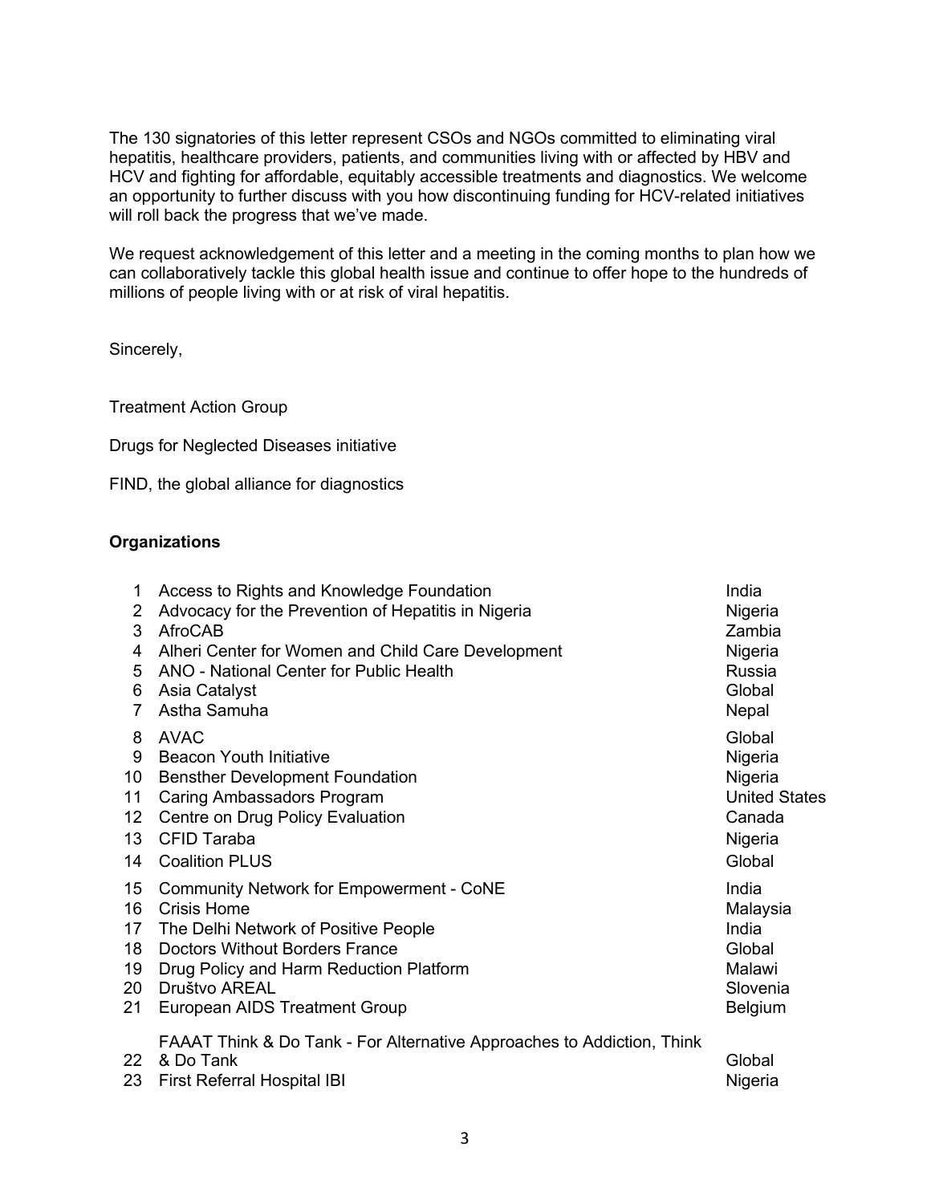The 130 signatories of this letter represent CSOs and NGOs committed to eliminating viral hepatitis, healthcare providers, patients, and communities living with or affected by HBV and HCV and fighting for affordable, equitably accessible treatments and diagnostics. We welcome an opportunity to further discuss with you how discontinuing funding for HCV-related initiatives will roll back the progress that we've made.

We request acknowledgement of this letter and a meeting in the coming months to plan how we can collaboratively tackle this global health issue and continue to offer hope to the hundreds of millions of people living with or at risk of viral hepatitis.

Sincerely,

Treatment Action Group

Drugs for Neglected Diseases initiative

FIND, the global alliance for diagnostics

**Organizations**

| | | |
|---|---|---|
| 1 | Access to Rights and Knowledge Foundation | India |
| 2 | Advocacy for the Prevention of Hepatitis in Nigeria | Nigeria |
| 3 | AfroCAB | Zambia |
| 4 | Alheri Center for Women and Child Care Development | Nigeria |
| 5 | ANO - National Center for Public Health | Russia |
| 6 | Asia Catalyst | Global |
| 7 | Astha Samuha | Nepal |
| 8 | AVAC | Global |
| 9 | Beacon Youth Initiative | Nigeria |
| 10 | Bensther Development Foundation | Nigeria |
| 11 | Caring Ambassadors Program | United States |
| 12 | Centre on Drug Policy Evaluation | Canada |
| 13 | CFID Taraba | Nigeria |
| 14 | Coalition PLUS | Global |
| 15 | Community Network for Empowerment - CoNE | India |
| 16 | Crisis Home | Malaysia |
| 17 | The Delhi Network of Positive People | India |
| 18 | Doctors Without Borders France | Global |
| 19 | Drug Policy and Harm Reduction Platform | Malawi |
| 20 | Društvo AREAL | Slovenia |
| 21 | European AIDS Treatment Group | Belgium |
| 22 | FAAAT Think & Do Tank - For Alternative Approaches to Addiction, Think & Do Tank | Global |
| 23 | First Referral Hospital IBI | Nigeria |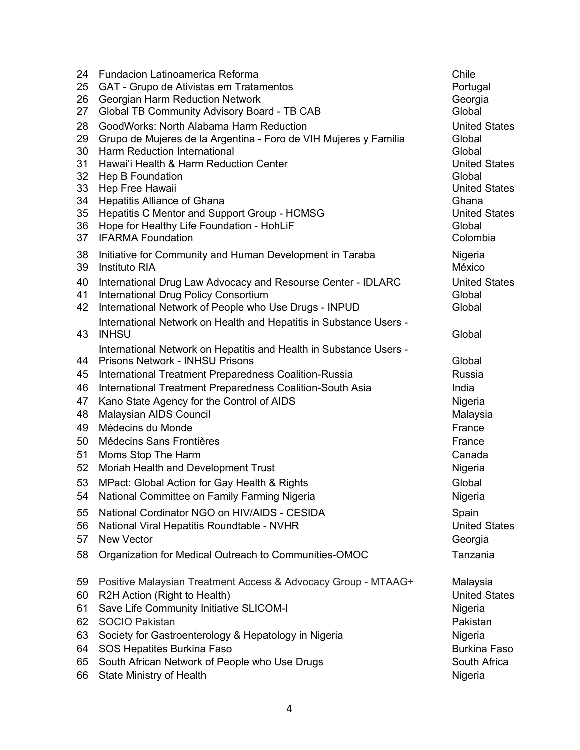| | | |
|---|---|---|
| 24 | Fundacion Latinoamerica Reforma | Chile |
| 25 | GAT - Grupo de Ativistas em Tratamentos | Portugal |
| 26 | Georgian Harm Reduction Network | Georgia |
| 27 | Global TB Community Advisory Board - TB CAB | Global |
| 28 | GoodWorks: North Alabama Harm Reduction | United States |
| 29 | Grupo de Mujeres de la Argentina - Foro de VIH Mujeres y Familia | Global |
| 30 | Harm Reduction International | Global |
| 31 | Hawai'i Health & Harm Reduction Center | United States |
| 32 | Hep B Foundation | Global |
| 33 | Hep Free Hawaii | United States |
| 34 | Hepatitis Alliance of Ghana | Ghana |
| 35 | Hepatitis C Mentor and Support Group - HCMSG | United States |
| 36 | Hope for Healthy Life Foundation - HohLiF | Global |
| 37 | IFARMA Foundation | Colombia |
| 38 | Initiative for Community and Human Development in Taraba | Nigeria |
| 39 | Instituto RIA | México |
| 40 | International Drug Law Advocacy and Resourse Center - IDLARC | United States |
| 41 | International Drug Policy Consortium | Global |
| 42 | International Network of People who Use Drugs - INPUD | Global |
| 43 | International Network on Health and Hepatitis in Substance Users - INHSU | Global |
| 44 | International Network on Hepatitis and Health in Substance Users - Prisons Network - INHSU Prisons | Global |
| 45 | International Treatment Preparedness Coalition-Russia | Russia |
| 46 | International Treatment Preparedness Coalition-South Asia | India |
| 47 | Kano State Agency for the Control of AIDS | Nigeria |
| 48 | Malaysian AIDS Council | Malaysia |
| 49 | Médecins du Monde | France |
| 50 | Médecins Sans Frontières | France |
| 51 | Moms Stop The Harm | Canada |
| 52 | Moriah Health and Development Trust | Nigeria |
| 53 | MPact: Global Action for Gay Health & Rights | Global |
| 54 | National Committee on Family Farming Nigeria | Nigeria |
| 55 | National Cordinator NGO on HIV/AIDS - CESIDA | Spain |
| 56 | National Viral Hepatitis Roundtable - NVHR | United States |
| 57 | New Vector | Georgia |
| 58 | Organization for Medical Outreach to Communities-OMOC | Tanzania |
| 59 | Positive Malaysian Treatment Access & Advocacy Group - MTAAG+ | Malaysia |
| 60 | R2H Action (Right to Health) | United States |
| 61 | Save Life Community Initiative SLICOM-I | Nigeria |
| 62 | SOCIO Pakistan | Pakistan |
| 63 | Society for Gastroenterology & Hepatology in Nigeria | Nigeria |
| 64 | SOS Hepatites Burkina Faso | Burkina Faso |
| 65 | South African Network of People who Use Drugs | South Africa |
| 66 | State Ministry of Health | Nigeria |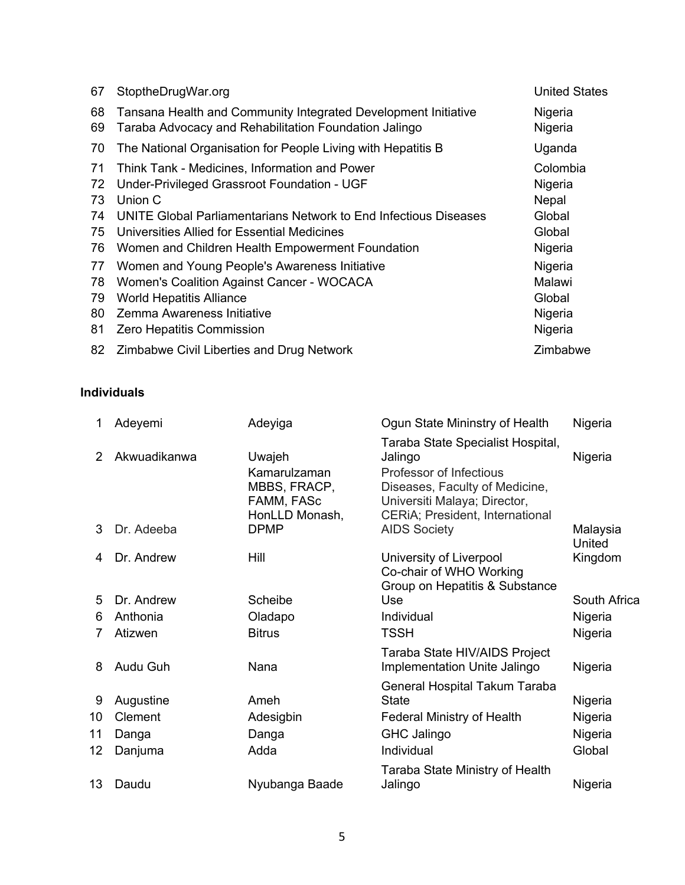| | | |
|---|---|---|
| 67 | StoptheDrugWar.org | United States |
| 68 | Tansana Health and Community Integrated Development Initiative | Nigeria |
| 69 | Taraba Advocacy and Rehabilitation Foundation Jalingo | Nigeria |
| 70 | The National Organisation for People Living with Hepatitis B | Uganda |
| 71 | Think Tank - Medicines, Information and Power | Colombia |
| 72 | Under-Privileged Grassroot Foundation - UGF | Nigeria |
| 73 | Union C | Nepal |
| 74 | UNITE Global Parliamentarians Network to End Infectious Diseases | Global |
| 75 | Universities Allied for Essential Medicines | Global |
| 76 | Women and Children Health Empowerment Foundation | Nigeria |
| 77 | Women and Young People's Awareness Initiative | Nigeria |
| 78 | Women's Coalition Against Cancer - WOCACA | Malawi |
| 79 | World Hepatitis Alliance | Global |
| 80 | Zemma Awareness Initiative | Nigeria |
| 81 | Zero Hepatitis Commission | Nigeria |
| 82 | Zimbabwe Civil Liberties and Drug Network | Zimbabwe |

**Individuals**

| | | | | |
|---|---|---|---|---|
| 1 | Adeyemi | Adeyiga | Ogun State Mininstry of Health | Nigeria |
| 2 | Akwuadikanwa | Uwajeh | Taraba State Specialist Hospital, Jalingo | Nigeria |
| 3 | Dr. Adeeba | Kamarulzaman MBBS, FRACP, FAMM, FASc HonLLD Monash, DPMP | Professor of Infectious Diseases, Faculty of Medicine, Universiti Malaya; Director, CERiA; President, International AIDS Society | Malaysia |
| 4 | Dr. Andrew | Hill | University of Liverpool | United Kingdom |
| 5 | Dr. Andrew | Scheibe | Co-chair of WHO Working Group on Hepatitis & Substance Use | South Africa |
| 6 | Anthonia | Oladapo | Individual | Nigeria |
| 7 | Atizwen | Bitrus | TSSH | Nigeria |
| 8 | Audu Guh | Nana | Taraba State HIV/AIDS Project Implementation Unite Jalingo | Nigeria |
| 9 | Augustine | Ameh | General Hospital Takum Taraba State | Nigeria |
| 10 | Clement | Adesigbin | Federal Ministry of Health | Nigeria |
| 11 | Danga | Danga | GHC Jalingo | Nigeria |
| 12 | Danjuma | Adda | Individual | Global |
| 13 | Daudu | Nyubanga Baade | Taraba State Ministry of Health Jalingo | Nigeria |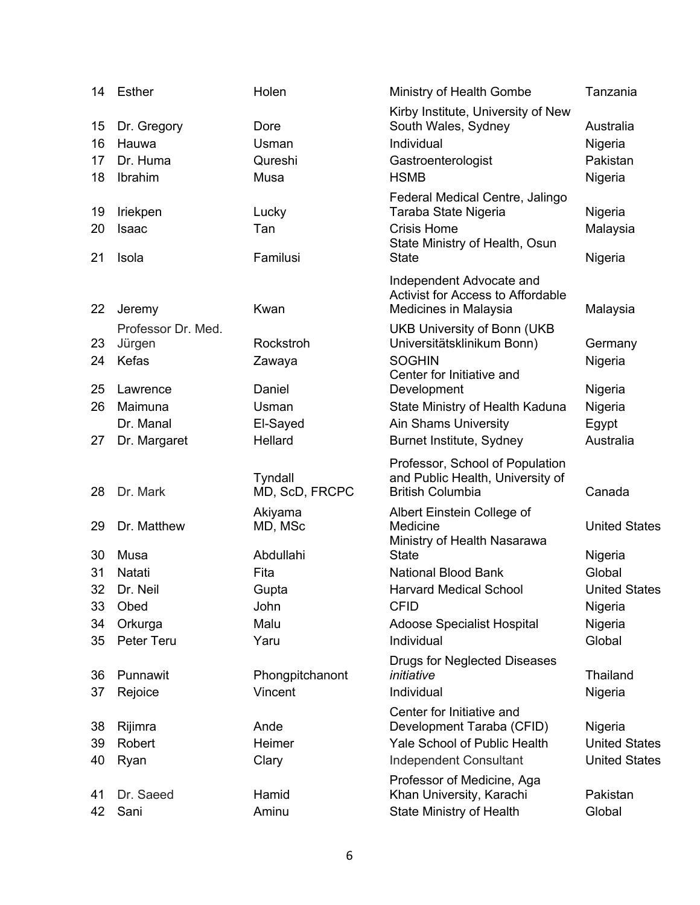| 14 | Esther | Holen | Ministry of Health Gombe | Tanzania |
|---|---|---|---|---|
| 15 | Dr. Gregory | Dore | Kirby Institute, University of New South Wales, Sydney | Australia |
| 16 | Hauwa | Usman | Individual | Nigeria |
| 17 | Dr. Huma | Qureshi | Gastroenterologist | Pakistan |
| 18 | Ibrahim | Musa | HSMB | Nigeria |
| 19 | Iriekpen | Lucky | Federal Medical Centre, Jalingo Taraba State Nigeria | Nigeria |
| 20 | Isaac | Tan | Crisis Home | Malaysia |
| 21 | Isola | Familusi | State Ministry of Health, Osun State | Nigeria |
| 22 | Jeremy | Kwan | Independent Advocate and Activist for Access to Affordable Medicines in Malaysia | Malaysia |
| 23 | Professor Dr. Med. Jürgen | Rockstroh | UKB University of Bonn (UKB Universitätsklinikum Bonn) | Germany |
| 24 | Kefas | Zawaya | SOGHIN | Nigeria |
| 25 | Lawrence | Daniel | Center for Initiative and Development | Nigeria |
| 26 | Maimuna | Usman | State Ministry of Health Kaduna | Nigeria |
| | Dr. Manal | El-Sayed | Ain Shams University | Egypt |
| 27 | Dr. Margaret | Hellard | Burnet Institute, Sydney | Australia |
| 28 | Dr. Mark | Tyndall MD, ScD, FRCPC | Professor, School of Population and Public Health, University of British Columbia | Canada |
| 29 | Dr. Matthew | Akiyama MD, MSc | Albert Einstein College of Medicine | United States |
| 30 | Musa | Abdullahi | Ministry of Health Nasarawa State | Nigeria |
| 31 | Natati | Fita | National Blood Bank | Global |
| 32 | Dr. Neil | Gupta | Harvard Medical School | United States |
| 33 | Obed | John | CFID | Nigeria |
| 34 | Orkurga | Malu | Adoose Specialist Hospital | Nigeria |
| 35 | Peter Teru | Yaru | Individual | Global |
| 36 | Punnawit | Phongpitchanont | Drugs for Neglected Diseases *initiative* | Thailand |
| 37 | Rejoice | Vincent | Individual | Nigeria |
| 38 | Rijimra | Ande | Center for Initiative and Development Taraba (CFID) | Nigeria |
| 39 | Robert | Heimer | Yale School of Public Health | United States |
| 40 | Ryan | Clary | Independent Consultant | United States |
| 41 | Dr. Saeed | Hamid | Professor of Medicine, Aga Khan University, Karachi | Pakistan |
| 42 | Sani | Aminu | State Ministry of Health | Global |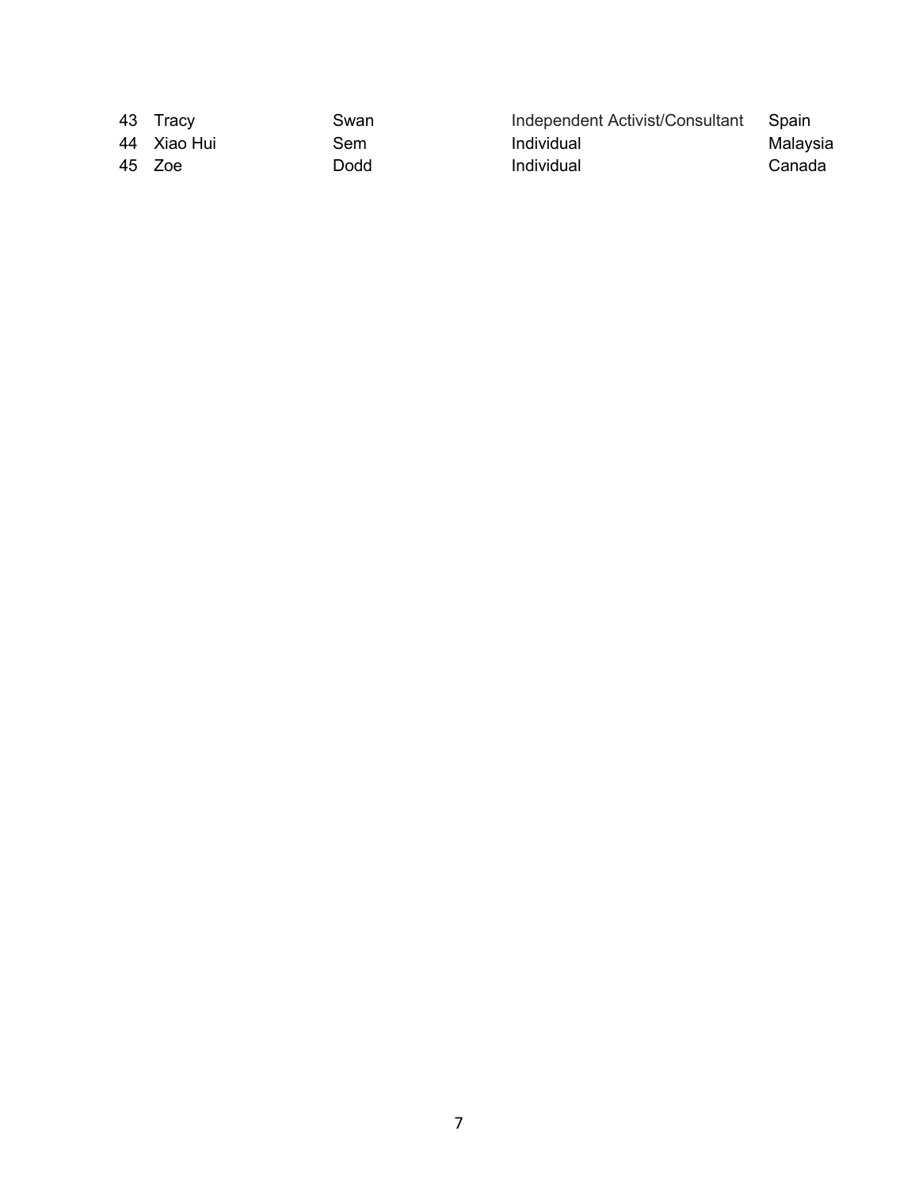| | | | | |
|---|---|---|---|---|
| 43 | Tracy | Swan | Independent Activist/Consultant | Spain |
| 44 | Xiao Hui | Sem | Individual | Malaysia |
| 45 | Zoe | Dodd | Individual | Canada |